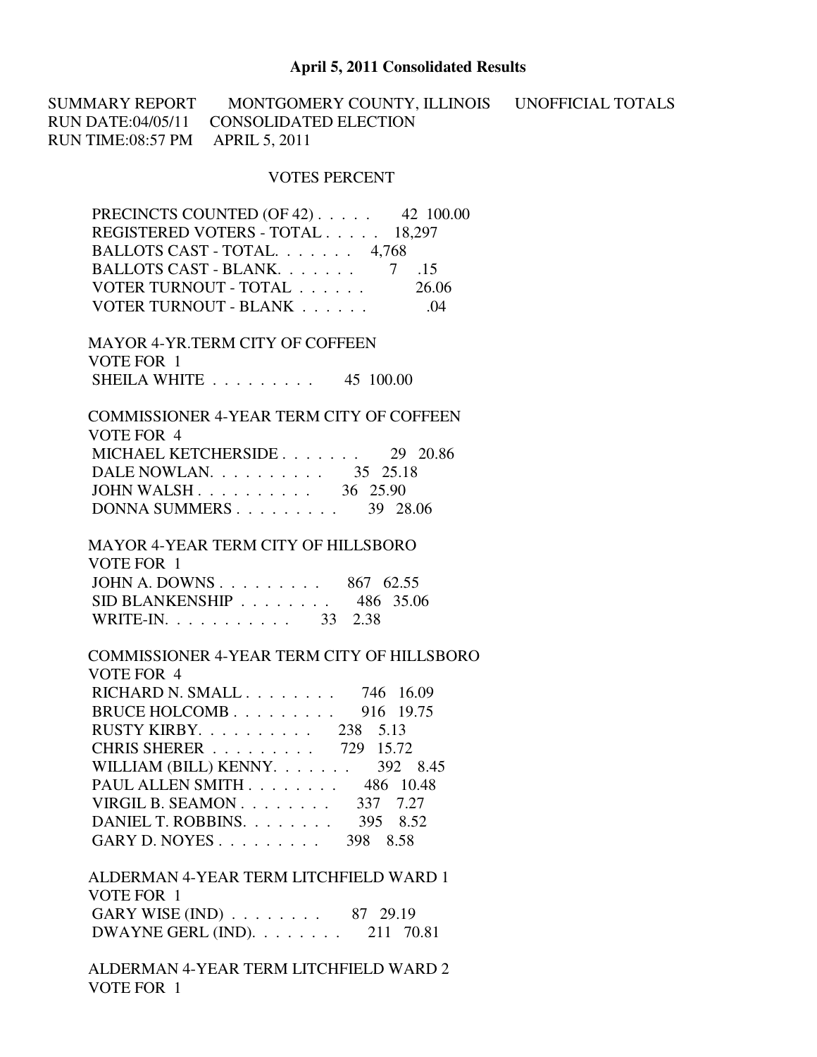# April 5, 2011 Consolidated Results

SUMMARY REPORT MONTGOMERY COUNTY, ILLINOIS UNOFFICIAL TOTALS
RUN DATE:04/05/11 CONSOLIDATED ELECTION
RUN TIME:08:57 PM APRIL 5, 2011

| | VOTES | PERCENT |
|---|---|---|
| PRECINCTS COUNTED (OF 42) . . . . . | 42 | 100.00 |
| REGISTERED VOTERS - TOTAL . . . . . | 18,297 | |
| BALLOTS CAST - TOTAL. . . . . . . | 4,768 | |
| BALLOTS CAST - BLANK. . . . . . . | 7 | .15 |
| VOTER TURNOUT - TOTAL . . . . . . | | 26.06 |
| VOTER TURNOUT - BLANK . . . . . . | | .04 |

MAYOR 4-YR.TERM CITY OF COFFEEN
VOTE FOR 1

| | VOTES | PERCENT |
|---|---|---|
| SHEILA WHITE . . . . . . . . . | 45 | 100.00 |

COMMISSIONER 4-YEAR TERM CITY OF COFFEEN
VOTE FOR 4

| | VOTES | PERCENT |
|---|---|---|
| MICHAEL KETCHERSIDE . . . . . . . | 29 | 20.86 |
| DALE NOWLAN. . . . . . . . . . | 35 | 25.18 |
| JOHN WALSH . . . . . . . . . . | 36 | 25.90 |
| DONNA SUMMERS . . . . . . . . . | 39 | 28.06 |

MAYOR 4-YEAR TERM CITY OF HILLSBORO
VOTE FOR 1

| | VOTES | PERCENT |
|---|---|---|
| JOHN A. DOWNS . . . . . . . . . | 867 | 62.55 |
| SID BLANKENSHIP . . . . . . . . | 486 | 35.06 |
| WRITE-IN. . . . . . . . . . . | 33 | 2.38 |

COMMISSIONER 4-YEAR TERM CITY OF HILLSBORO
VOTE FOR 4

| | VOTES | PERCENT |
|---|---|---|
| RICHARD N. SMALL . . . . . . . . | 746 | 16.09 |
| BRUCE HOLCOMB . . . . . . . . . | 916 | 19.75 |
| RUSTY KIRBY. . . . . . . . . . | 238 | 5.13 |
| CHRIS SHERER . . . . . . . . . | 729 | 15.72 |
| WILLIAM (BILL) KENNY. . . . . . . | 392 | 8.45 |
| PAUL ALLEN SMITH . . . . . . . . | 486 | 10.48 |
| VIRGIL B. SEAMON . . . . . . . . | 337 | 7.27 |
| DANIEL T. ROBBINS. . . . . . . . | 395 | 8.52 |
| GARY D. NOYES . . . . . . . . . | 398 | 8.58 |

ALDERMAN 4-YEAR TERM LITCHFIELD WARD 1
VOTE FOR 1

| | VOTES | PERCENT |
|---|---|---|
| GARY WISE (IND) . . . . . . . . | 87 | 29.19 |
| DWAYNE GERL (IND). . . . . . . . | 211 | 70.81 |

ALDERMAN 4-YEAR TERM LITCHFIELD WARD 2
VOTE FOR 1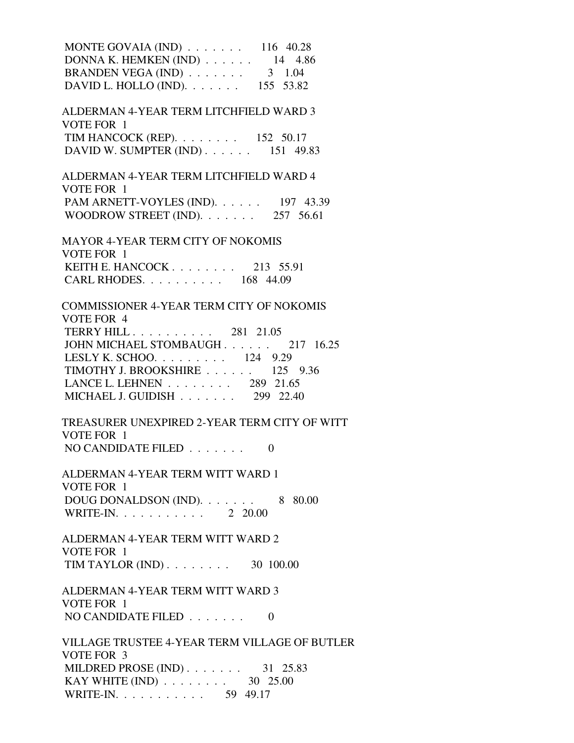MONTE GOVAIA (IND) . . . . . . . 116 40.28
DONNA K. HEMKEN (IND) . . . . . . 14 4.86
BRANDEN VEGA (IND) . . . . . . . 3 1.04
DAVID L. HOLLO (IND). . . . . . . 155 53.82

ALDERMAN 4-YEAR TERM LITCHFIELD WARD 3
VOTE FOR 1
TIM HANCOCK (REP). . . . . . . . 152 50.17
DAVID W. SUMPTER (IND) . . . . . . 151 49.83

ALDERMAN 4-YEAR TERM LITCHFIELD WARD 4
VOTE FOR 1
PAM ARNETT-VOYLES (IND). . . . . . 197 43.39
WOODROW STREET (IND). . . . . . . 257 56.61

MAYOR 4-YEAR TERM CITY OF NOKOMIS
VOTE FOR 1
KEITH E. HANCOCK . . . . . . . . 213 55.91
CARL RHODES. . . . . . . . . . 168 44.09

COMMISSIONER 4-YEAR TERM CITY OF NOKOMIS
VOTE FOR 4
TERRY HILL . . . . . . . . . . 281 21.05
JOHN MICHAEL STOMBAUGH . . . . . . 217 16.25
LESLY K. SCHOO. . . . . . . . . 124 9.29
TIMOTHY J. BROOKSHIRE . . . . . . 125 9.36
LANCE L. LEHNEN . . . . . . . . 289 21.65
MICHAEL J. GUIDISH . . . . . . . 299 22.40

TREASURER UNEXPIRED 2-YEAR TERM CITY OF WITT
VOTE FOR 1
NO CANDIDATE FILED . . . . . . . 0

ALDERMAN 4-YEAR TERM WITT WARD 1
VOTE FOR 1
DOUG DONALDSON (IND). . . . . . . 8 80.00
WRITE-IN. . . . . . . . . . . 2 20.00

ALDERMAN 4-YEAR TERM WITT WARD 2
VOTE FOR 1
TIM TAYLOR (IND) . . . . . . . . 30 100.00

ALDERMAN 4-YEAR TERM WITT WARD 3
VOTE FOR 1
NO CANDIDATE FILED . . . . . . . 0

VILLAGE TRUSTEE 4-YEAR TERM VILLAGE OF BUTLER
VOTE FOR 3
MILDRED PROSE (IND) . . . . . . . 31 25.83
KAY WHITE (IND) . . . . . . . . 30 25.00
WRITE-IN. . . . . . . . . . . 59 49.17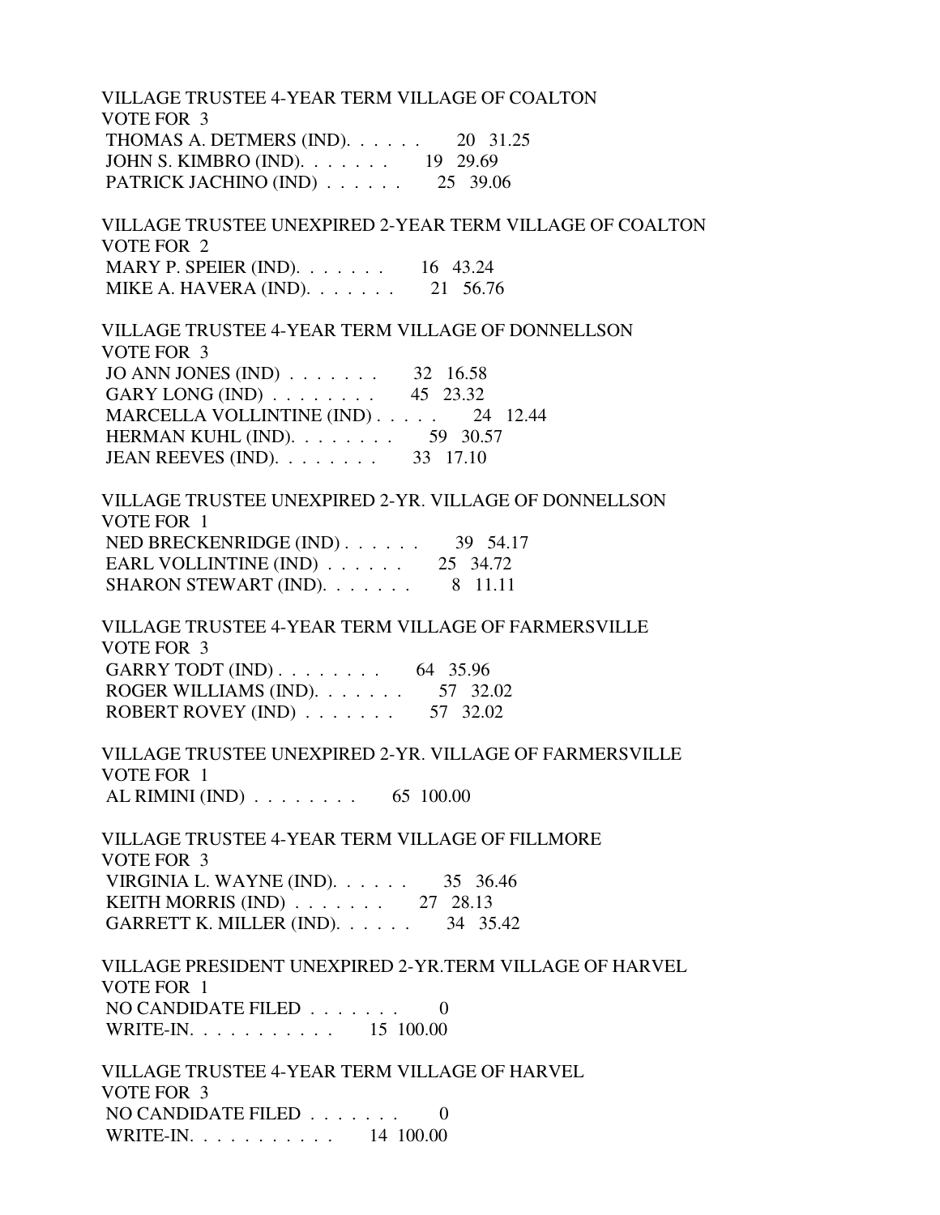VILLAGE TRUSTEE 4-YEAR TERM VILLAGE OF COALTON
VOTE FOR 3

THOMAS A. DETMERS (IND). . . . . . 20 31.25
JOHN S. KIMBRO (IND). . . . . . . 19 29.69
PATRICK JACHINO (IND) . . . . . . 25 39.06

VILLAGE TRUSTEE UNEXPIRED 2-YEAR TERM VILLAGE OF COALTON
VOTE FOR 2

MARY P. SPEIER (IND). . . . . . . 16 43.24
MIKE A. HAVERA (IND). . . . . . . 21 56.76

VILLAGE TRUSTEE 4-YEAR TERM VILLAGE OF DONNELLSON
VOTE FOR 3

JO ANN JONES (IND) . . . . . . . 32 16.58
GARY LONG (IND) . . . . . . . . 45 23.32
MARCELLA VOLLINTINE (IND) . . . . . 24 12.44
HERMAN KUHL (IND). . . . . . . . 59 30.57
JEAN REEVES (IND). . . . . . . . 33 17.10

VILLAGE TRUSTEE UNEXPIRED 2-YR. VILLAGE OF DONNELLSON
VOTE FOR 1

NED BRECKENRIDGE (IND) . . . . . . 39 54.17
EARL VOLLINTINE (IND) . . . . . . 25 34.72
SHARON STEWART (IND). . . . . . . 8 11.11

VILLAGE TRUSTEE 4-YEAR TERM VILLAGE OF FARMERSVILLE
VOTE FOR 3

GARRY TODT (IND) . . . . . . . . 64 35.96
ROGER WILLIAMS (IND). . . . . . . 57 32.02
ROBERT ROVEY (IND) . . . . . . . 57 32.02

VILLAGE TRUSTEE UNEXPIRED 2-YR. VILLAGE OF FARMERSVILLE
VOTE FOR 1

AL RIMINI (IND) . . . . . . . . 65 100.00

VILLAGE TRUSTEE 4-YEAR TERM VILLAGE OF FILLMORE
VOTE FOR 3

VIRGINIA L. WAYNE (IND). . . . . . 35 36.46
KEITH MORRIS (IND) . . . . . . . 27 28.13
GARRETT K. MILLER (IND). . . . . . 34 35.42

VILLAGE PRESIDENT UNEXPIRED 2-YR.TERM VILLAGE OF HARVEL
VOTE FOR 1

NO CANDIDATE FILED . . . . . . . 0
WRITE-IN. . . . . . . . . . . 15 100.00

VILLAGE TRUSTEE 4-YEAR TERM VILLAGE OF HARVEL
VOTE FOR 3

NO CANDIDATE FILED . . . . . . . 0
WRITE-IN. . . . . . . . . . . 14 100.00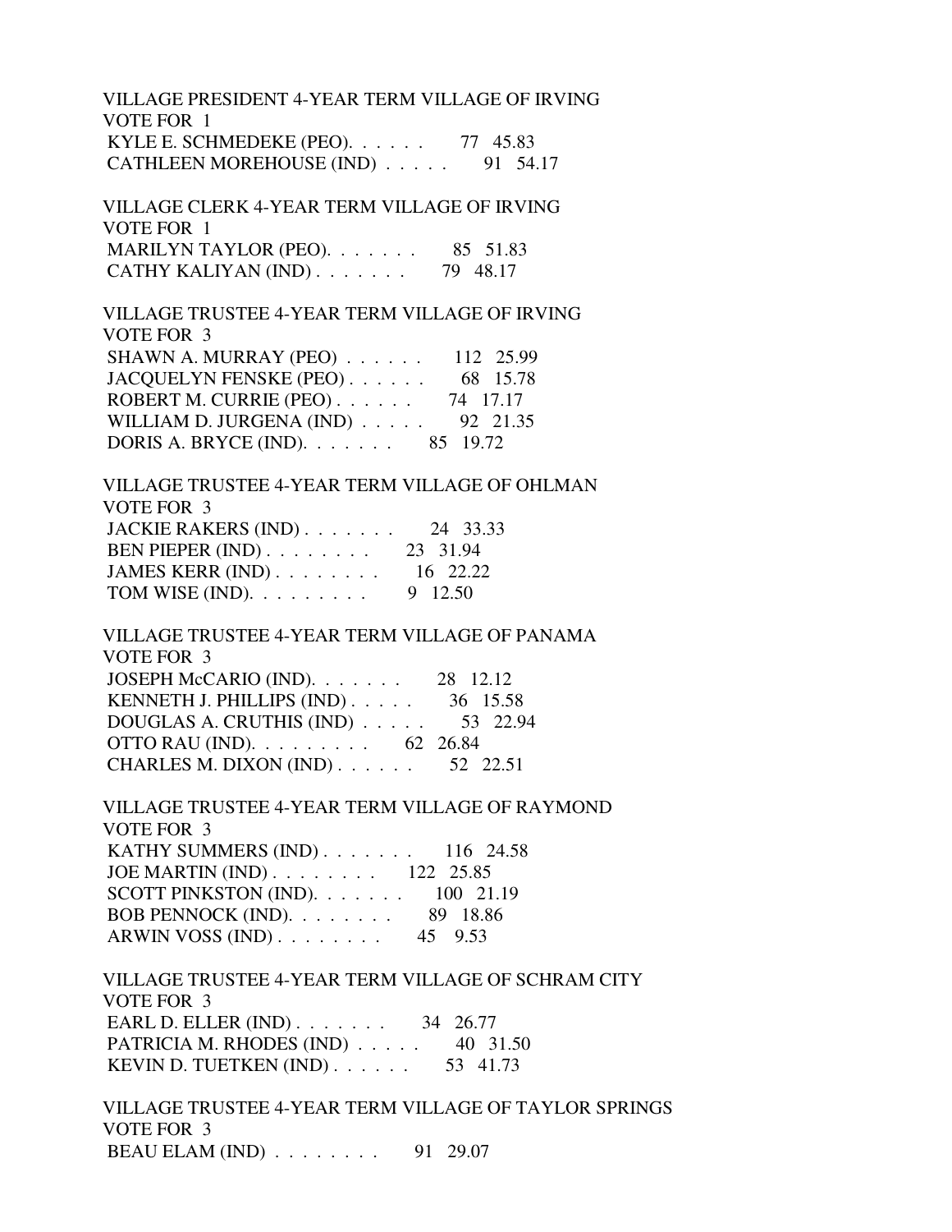VILLAGE PRESIDENT 4-YEAR TERM VILLAGE OF IRVING
VOTE FOR 1

| Candidate | Votes | Percent |
|---|---|---|
| KYLE E. SCHMEDEKE (PEO) | 77 | 45.83 |
| CATHLEEN MOREHOUSE (IND) | 91 | 54.17 |

VILLAGE CLERK 4-YEAR TERM VILLAGE OF IRVING
VOTE FOR 1

| Candidate | Votes | Percent |
|---|---|---|
| MARILYN TAYLOR (PEO) | 85 | 51.83 |
| CATHY KALIYAN (IND) | 79 | 48.17 |

VILLAGE TRUSTEE 4-YEAR TERM VILLAGE OF IRVING
VOTE FOR 3

| Candidate | Votes | Percent |
|---|---|---|
| SHAWN A. MURRAY (PEO) | 112 | 25.99 |
| JACQUELYN FENSKE (PEO) | 68 | 15.78 |
| ROBERT M. CURRIE (PEO) | 74 | 17.17 |
| WILLIAM D. JURGENA (IND) | 92 | 21.35 |
| DORIS A. BRYCE (IND) | 85 | 19.72 |

VILLAGE TRUSTEE 4-YEAR TERM VILLAGE OF OHLMAN
VOTE FOR 3

| Candidate | Votes | Percent |
|---|---|---|
| JACKIE RAKERS (IND) | 24 | 33.33 |
| BEN PIEPER (IND) | 23 | 31.94 |
| JAMES KERR (IND) | 16 | 22.22 |
| TOM WISE (IND) | 9 | 12.50 |

VILLAGE TRUSTEE 4-YEAR TERM VILLAGE OF PANAMA
VOTE FOR 3

| Candidate | Votes | Percent |
|---|---|---|
| JOSEPH McCARIO (IND) | 28 | 12.12 |
| KENNETH J. PHILLIPS (IND) | 36 | 15.58 |
| DOUGLAS A. CRUTHIS (IND) | 53 | 22.94 |
| OTTO RAU (IND) | 62 | 26.84 |
| CHARLES M. DIXON (IND) | 52 | 22.51 |

VILLAGE TRUSTEE 4-YEAR TERM VILLAGE OF RAYMOND
VOTE FOR 3

| Candidate | Votes | Percent |
|---|---|---|
| KATHY SUMMERS (IND) | 116 | 24.58 |
| JOE MARTIN (IND) | 122 | 25.85 |
| SCOTT PINKSTON (IND) | 100 | 21.19 |
| BOB PENNOCK (IND) | 89 | 18.86 |
| ARWIN VOSS (IND) | 45 | 9.53 |

VILLAGE TRUSTEE 4-YEAR TERM VILLAGE OF SCHRAM CITY
VOTE FOR 3

| Candidate | Votes | Percent |
|---|---|---|
| EARL D. ELLER (IND) | 34 | 26.77 |
| PATRICIA M. RHODES (IND) | 40 | 31.50 |
| KEVIN D. TUETKEN (IND) | 53 | 41.73 |

VILLAGE TRUSTEE 4-YEAR TERM VILLAGE OF TAYLOR SPRINGS
VOTE FOR 3

| Candidate | Votes | Percent |
|---|---|---|
| BEAU ELAM (IND) | 91 | 29.07 |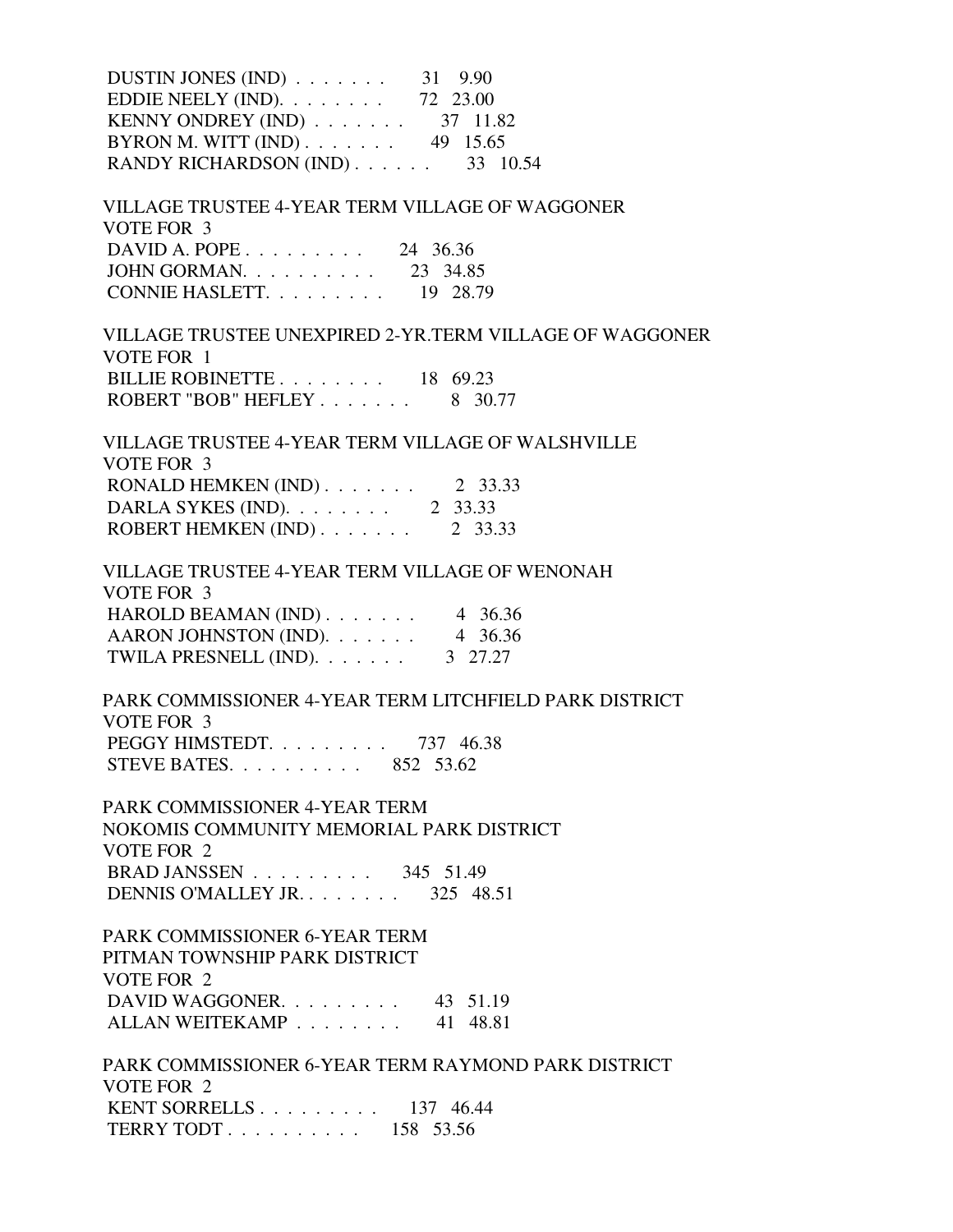DUSTIN JONES (IND) . . . . . . . 31 9.90
EDDIE NEELY (IND). . . . . . . . 72 23.00
KENNY ONDREY (IND) . . . . . . . 37 11.82
BYRON M. WITT (IND) . . . . . . . 49 15.65
RANDY RICHARDSON (IND) . . . . . . 33 10.54

VILLAGE TRUSTEE 4-YEAR TERM VILLAGE OF WAGGONER
VOTE FOR 3
DAVID A. POPE . . . . . . . . . 24 36.36
JOHN GORMAN. . . . . . . . . . 23 34.85
CONNIE HASLETT. . . . . . . . . 19 28.79

VILLAGE TRUSTEE UNEXPIRED 2-YR.TERM VILLAGE OF WAGGONER
VOTE FOR 1
BILLIE ROBINETTE . . . . . . . . 18 69.23
ROBERT "BOB" HEFLEY . . . . . . . 8 30.77

VILLAGE TRUSTEE 4-YEAR TERM VILLAGE OF WALSHVILLE
VOTE FOR 3
RONALD HEMKEN (IND) . . . . . . . 2 33.33
DARLA SYKES (IND). . . . . . . . 2 33.33
ROBERT HEMKEN (IND) . . . . . . . 2 33.33

VILLAGE TRUSTEE 4-YEAR TERM VILLAGE OF WENONAH
VOTE FOR 3
HAROLD BEAMAN (IND) . . . . . . . 4 36.36
AARON JOHNSTON (IND). . . . . . . 4 36.36
TWILA PRESNELL (IND). . . . . . . 3 27.27

PARK COMMISSIONER 4-YEAR TERM LITCHFIELD PARK DISTRICT
VOTE FOR 3
PEGGY HIMSTEDT. . . . . . . . . 737 46.38
STEVE BATES. . . . . . . . . . 852 53.62

PARK COMMISSIONER 4-YEAR TERM
NOKOMIS COMMUNITY MEMORIAL PARK DISTRICT
VOTE FOR 2
BRAD JANSSEN . . . . . . . . . 345 51.49
DENNIS O'MALLEY JR. . . . . . . . 325 48.51

PARK COMMISSIONER 6-YEAR TERM
PITMAN TOWNSHIP PARK DISTRICT
VOTE FOR 2
DAVID WAGGONER. . . . . . . . . 43 51.19
ALLAN WEITEKAMP . . . . . . . . 41 48.81

PARK COMMISSIONER 6-YEAR TERM RAYMOND PARK DISTRICT
VOTE FOR 2
KENT SORRELLS . . . . . . . . . 137 46.44
TERRY TODT . . . . . . . . . . 158 53.56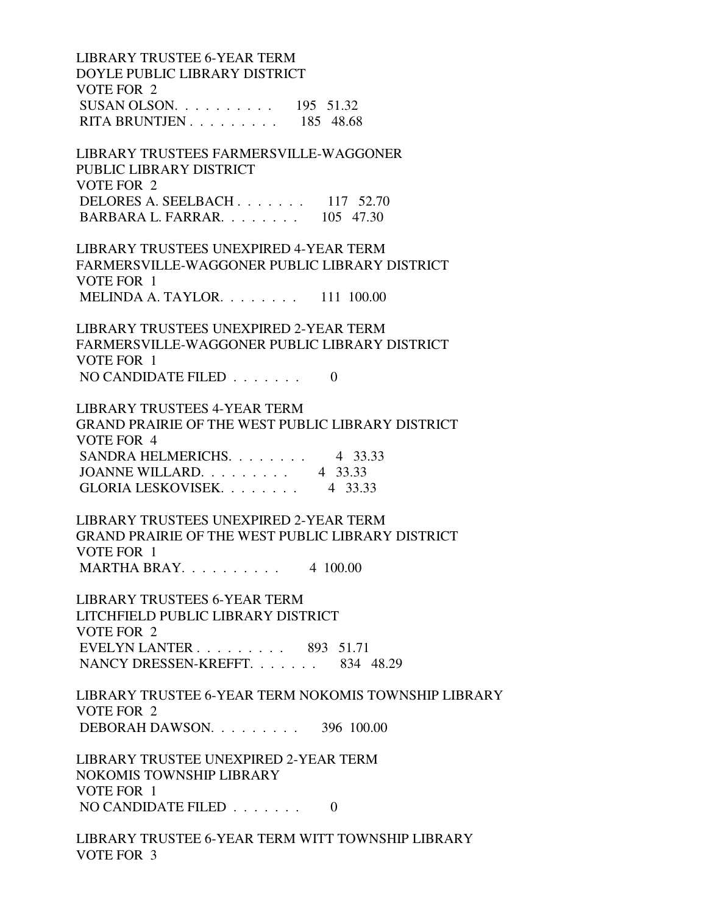LIBRARY TRUSTEE 6-YEAR TERM
DOYLE PUBLIC LIBRARY DISTRICT
VOTE FOR 2
SUSAN OLSON. . . . . . . . . . 195 51.32
RITA BRUNTJEN . . . . . . . . . 185 48.68

LIBRARY TRUSTEES FARMERSVILLE-WAGGONER
PUBLIC LIBRARY DISTRICT
VOTE FOR 2
DELORES A. SEELBACH . . . . . . . 117 52.70
BARBARA L. FARRAR. . . . . . . . 105 47.30

LIBRARY TRUSTEES UNEXPIRED 4-YEAR TERM
FARMERSVILLE-WAGGONER PUBLIC LIBRARY DISTRICT
VOTE FOR 1
MELINDA A. TAYLOR. . . . . . . . 111 100.00

LIBRARY TRUSTEES UNEXPIRED 2-YEAR TERM
FARMERSVILLE-WAGGONER PUBLIC LIBRARY DISTRICT
VOTE FOR 1
NO CANDIDATE FILED . . . . . . . 0

LIBRARY TRUSTEES 4-YEAR TERM
GRAND PRAIRIE OF THE WEST PUBLIC LIBRARY DISTRICT
VOTE FOR 4
SANDRA HELMERICHS. . . . . . . . 4 33.33
JOANNE WILLARD. . . . . . . . . 4 33.33
GLORIA LESKOVISEK. . . . . . . . 4 33.33

LIBRARY TRUSTEES UNEXPIRED 2-YEAR TERM
GRAND PRAIRIE OF THE WEST PUBLIC LIBRARY DISTRICT
VOTE FOR 1
MARTHA BRAY. . . . . . . . . . 4 100.00

LIBRARY TRUSTEES 6-YEAR TERM
LITCHFIELD PUBLIC LIBRARY DISTRICT
VOTE FOR 2
EVELYN LANTER . . . . . . . . . 893 51.71
NANCY DRESSEN-KREFFT. . . . . . . 834 48.29

LIBRARY TRUSTEE 6-YEAR TERM NOKOMIS TOWNSHIP LIBRARY
VOTE FOR 2
DEBORAH DAWSON. . . . . . . . . 396 100.00

LIBRARY TRUSTEE UNEXPIRED 2-YEAR TERM
NOKOMIS TOWNSHIP LIBRARY
VOTE FOR 1
NO CANDIDATE FILED . . . . . . . 0

LIBRARY TRUSTEE 6-YEAR TERM WITT TOWNSHIP LIBRARY
VOTE FOR 3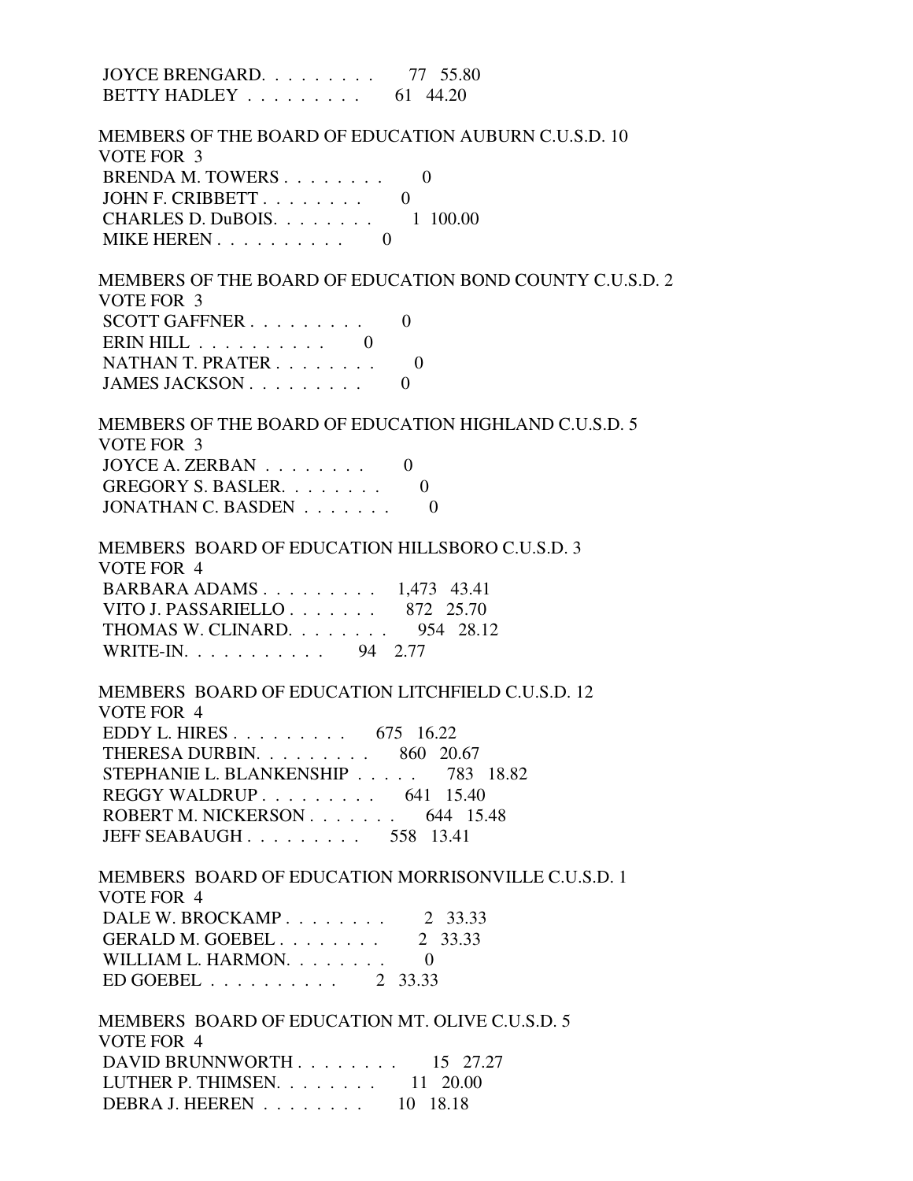JOYCE BRENGARD. . . . . . . . . 77 55.80
BETTY HADLEY . . . . . . . . . 61 44.20

MEMBERS OF THE BOARD OF EDUCATION AUBURN C.U.S.D. 10
VOTE FOR 3
BRENDA M. TOWERS . . . . . . . . 0
JOHN F. CRIBBETT . . . . . . . . 0
CHARLES D. DuBOIS. . . . . . . . 1 100.00
MIKE HEREN . . . . . . . . . . 0

MEMBERS OF THE BOARD OF EDUCATION BOND COUNTY C.U.S.D. 2
VOTE FOR 3
SCOTT GAFFNER . . . . . . . . . 0
ERIN HILL . . . . . . . . . . 0
NATHAN T. PRATER . . . . . . . . 0
JAMES JACKSON . . . . . . . . . 0

MEMBERS OF THE BOARD OF EDUCATION HIGHLAND C.U.S.D. 5
VOTE FOR 3
JOYCE A. ZERBAN . . . . . . . . 0
GREGORY S. BASLER. . . . . . . . 0
JONATHAN C. BASDEN . . . . . . . 0

MEMBERS BOARD OF EDUCATION HILLSBORO C.U.S.D. 3
VOTE FOR 4
BARBARA ADAMS . . . . . . . . . 1,473 43.41
VITO J. PASSARIELLO . . . . . . . 872 25.70
THOMAS W. CLINARD. . . . . . . . 954 28.12
WRITE-IN. . . . . . . . . . . 94 2.77

MEMBERS BOARD OF EDUCATION LITCHFIELD C.U.S.D. 12
VOTE FOR 4
EDDY L. HIRES . . . . . . . . . 675 16.22
THERESA DURBIN. . . . . . . . . 860 20.67
STEPHANIE L. BLANKENSHIP . . . . . 783 18.82
REGGY WALDRUP . . . . . . . . . 641 15.40
ROBERT M. NICKERSON . . . . . . . 644 15.48
JEFF SEABAUGH . . . . . . . . . 558 13.41

MEMBERS BOARD OF EDUCATION MORRISONVILLE C.U.S.D. 1
VOTE FOR 4
DALE W. BROCKAMP . . . . . . . . 2 33.33
GERALD M. GOEBEL . . . . . . . . 2 33.33
WILLIAM L. HARMON. . . . . . . . 0
ED GOEBEL . . . . . . . . . . 2 33.33

MEMBERS BOARD OF EDUCATION MT. OLIVE C.U.S.D. 5
VOTE FOR 4
DAVID BRUNNWORTH . . . . . . . . 15 27.27
LUTHER P. THIMSEN. . . . . . . . 11 20.00
DEBRA J. HEEREN . . . . . . . . 10 18.18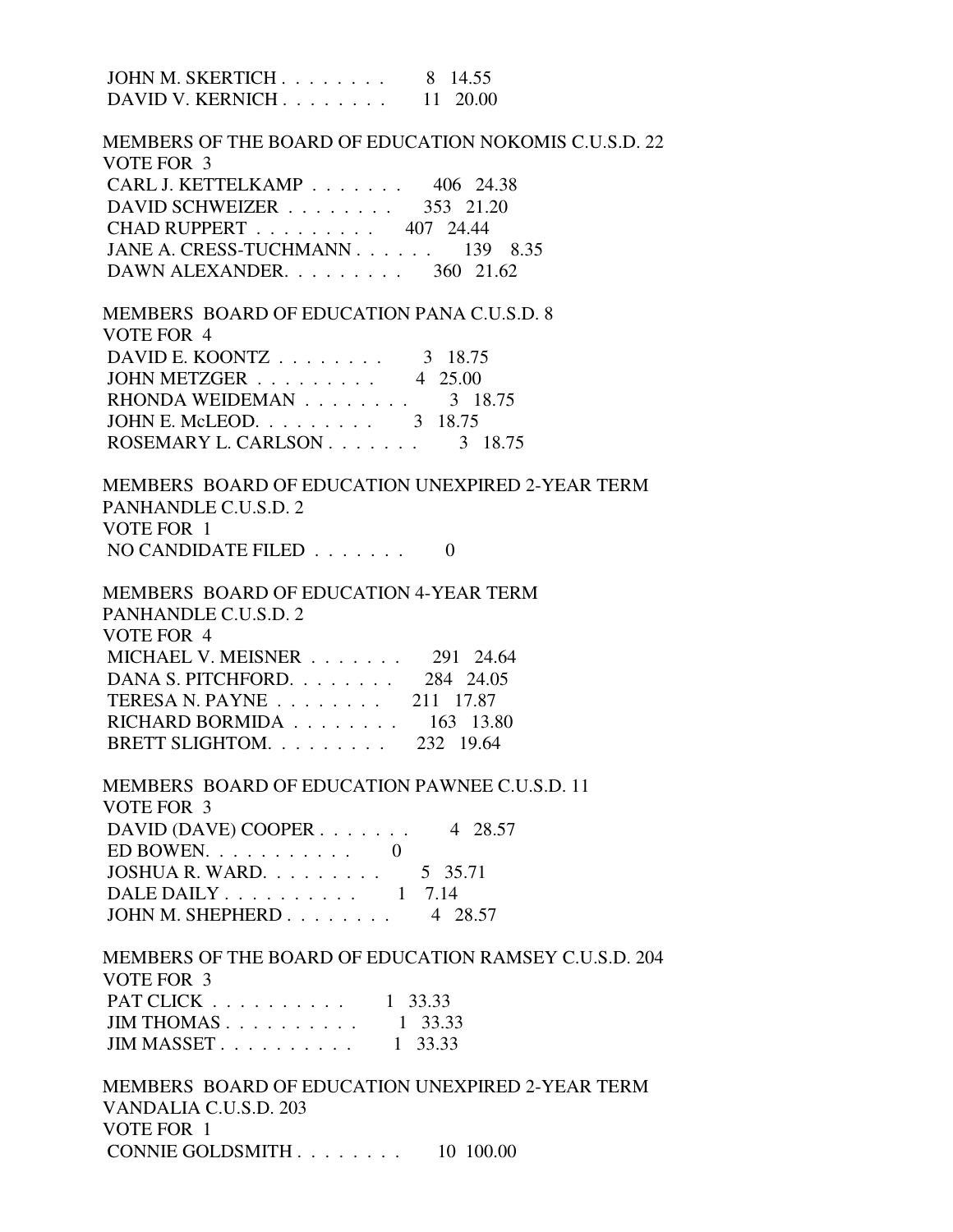JOHN M. SKERTICH . . . . . . . . 8 14.55
DAVID V. KERNICH . . . . . . . . 11 20.00

MEMBERS OF THE BOARD OF EDUCATION NOKOMIS C.U.S.D. 22
VOTE FOR 3
CARL J. KETTELKAMP . . . . . . . 406 24.38
DAVID SCHWEIZER . . . . . . . . 353 21.20
CHAD RUPPERT . . . . . . . . . 407 24.44
JANE A. CRESS-TUCHMANN . . . . . . 139 8.35
DAWN ALEXANDER. . . . . . . . . 360 21.62

MEMBERS BOARD OF EDUCATION PANA C.U.S.D. 8
VOTE FOR 4
DAVID E. KOONTZ . . . . . . . . 3 18.75
JOHN METZGER . . . . . . . . . 4 25.00
RHONDA WEIDEMAN . . . . . . . . 3 18.75
JOHN E. McLEOD. . . . . . . . . 3 18.75
ROSEMARY L. CARLSON . . . . . . . 3 18.75

MEMBERS BOARD OF EDUCATION UNEXPIRED 2-YEAR TERM
PANHANDLE C.U.S.D. 2
VOTE FOR 1
NO CANDIDATE FILED . . . . . . . 0

MEMBERS BOARD OF EDUCATION 4-YEAR TERM
PANHANDLE C.U.S.D. 2
VOTE FOR 4
MICHAEL V. MEISNER . . . . . . . 291 24.64
DANA S. PITCHFORD. . . . . . . . 284 24.05
TERESA N. PAYNE . . . . . . . . 211 17.87
RICHARD BORMIDA . . . . . . . . 163 13.80
BRETT SLIGHTOM. . . . . . . . . 232 19.64

MEMBERS BOARD OF EDUCATION PAWNEE C.U.S.D. 11
VOTE FOR 3
DAVID (DAVE) COOPER . . . . . . . 4 28.57
ED BOWEN. . . . . . . . . . . 0
JOSHUA R. WARD. . . . . . . . . 5 35.71
DALE DAILY . . . . . . . . . . 1 7.14
JOHN M. SHEPHERD . . . . . . . . 4 28.57

MEMBERS OF THE BOARD OF EDUCATION RAMSEY C.U.S.D. 204
VOTE FOR 3
PAT CLICK . . . . . . . . . . 1 33.33
JIM THOMAS . . . . . . . . . . 1 33.33
JIM MASSET . . . . . . . . . . 1 33.33

MEMBERS BOARD OF EDUCATION UNEXPIRED 2-YEAR TERM
VANDALIA C.U.S.D. 203
VOTE FOR 1
CONNIE GOLDSMITH . . . . . . . . 10 100.00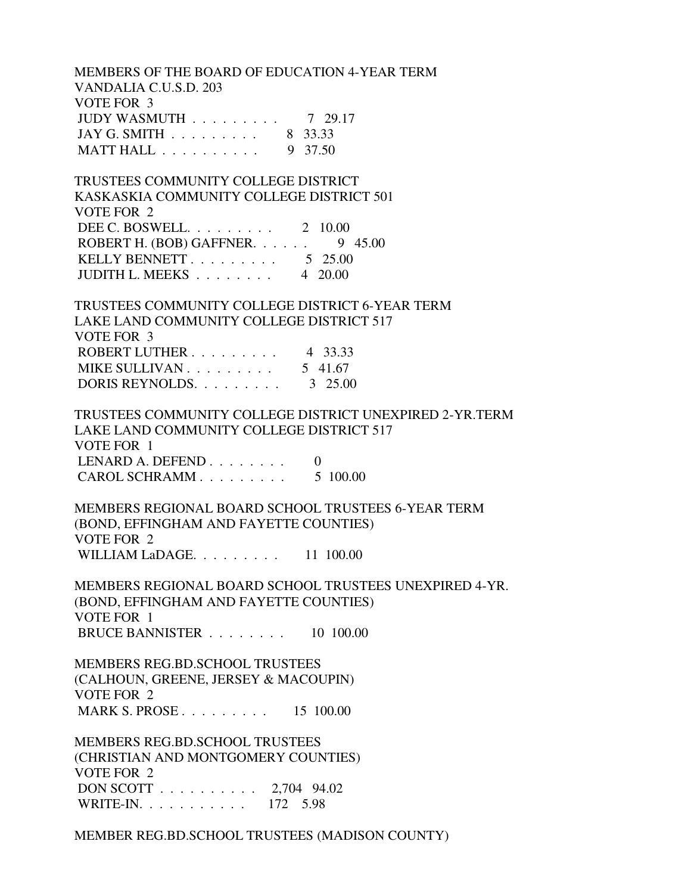MEMBERS OF THE BOARD OF EDUCATION 4-YEAR TERM
VANDALIA C.U.S.D. 203
VOTE FOR 3
JUDY WASMUTH . . . . . . . . . 7 29.17
JAY G. SMITH . . . . . . . . . 8 33.33
MATT HALL . . . . . . . . . . 9 37.50

TRUSTEES COMMUNITY COLLEGE DISTRICT
KASKASKIA COMMUNITY COLLEGE DISTRICT 501
VOTE FOR 2
DEE C. BOSWELL. . . . . . . . . 2 10.00
ROBERT H. (BOB) GAFFNER. . . . . . 9 45.00
KELLY BENNETT . . . . . . . . . 5 25.00
JUDITH L. MEEKS . . . . . . . . 4 20.00

TRUSTEES COMMUNITY COLLEGE DISTRICT 6-YEAR TERM
LAKE LAND COMMUNITY COLLEGE DISTRICT 517
VOTE FOR 3
ROBERT LUTHER . . . . . . . . . 4 33.33
MIKE SULLIVAN . . . . . . . . . 5 41.67
DORIS REYNOLDS. . . . . . . . . 3 25.00

TRUSTEES COMMUNITY COLLEGE DISTRICT UNEXPIRED 2-YR.TERM
LAKE LAND COMMUNITY COLLEGE DISTRICT 517
VOTE FOR 1
LENARD A. DEFEND . . . . . . . . 0
CAROL SCHRAMM . . . . . . . . . 5 100.00

MEMBERS REGIONAL BOARD SCHOOL TRUSTEES 6-YEAR TERM
(BOND, EFFINGHAM AND FAYETTE COUNTIES)
VOTE FOR 2
WILLIAM LaDAGE. . . . . . . . . 11 100.00

MEMBERS REGIONAL BOARD SCHOOL TRUSTEES UNEXPIRED 4-YR.
(BOND, EFFINGHAM AND FAYETTE COUNTIES)
VOTE FOR 1
BRUCE BANNISTER . . . . . . . . 10 100.00

MEMBERS REG.BD.SCHOOL TRUSTEES
(CALHOUN, GREENE, JERSEY & MACOUPIN)
VOTE FOR 2
MARK S. PROSE . . . . . . . . . 15 100.00

MEMBERS REG.BD.SCHOOL TRUSTEES
(CHRISTIAN AND MONTGOMERY COUNTIES)
VOTE FOR 2
DON SCOTT . . . . . . . . . . 2,704 94.02
WRITE-IN. . . . . . . . . . . 172 5.98

MEMBER REG.BD.SCHOOL TRUSTEES (MADISON COUNTY)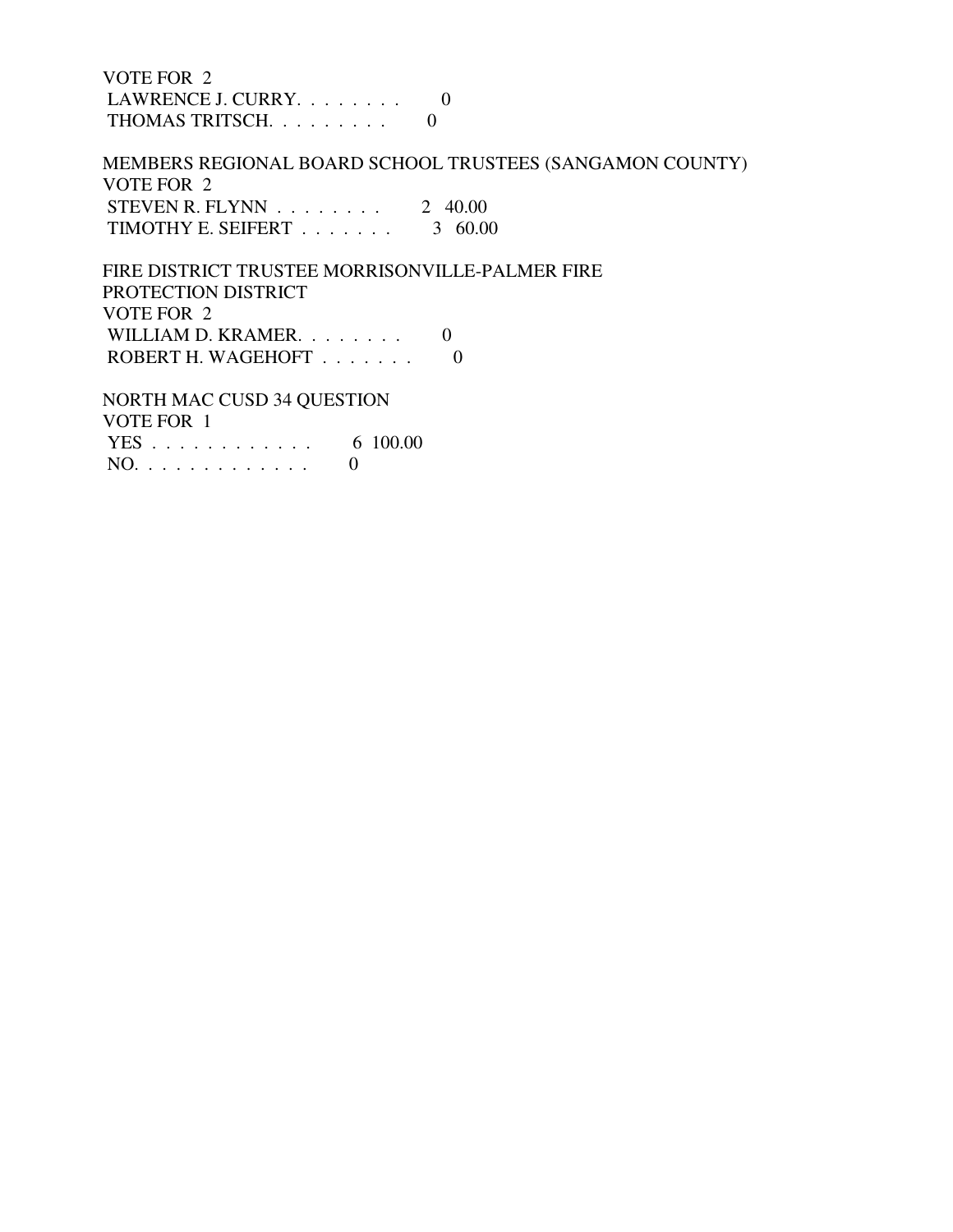VOTE FOR 2
LAWRENCE J. CURRY. . . . . . . . 0
THOMAS TRITSCH. . . . . . . . . 0

MEMBERS REGIONAL BOARD SCHOOL TRUSTEES (SANGAMON COUNTY)
VOTE FOR 2
STEVEN R. FLYNN . . . . . . . . 2 40.00
TIMOTHY E. SEIFERT . . . . . . . 3 60.00

FIRE DISTRICT TRUSTEE MORRISONVILLE-PALMER FIRE PROTECTION DISTRICT
VOTE FOR 2
WILLIAM D. KRAMER. . . . . . . . 0
ROBERT H. WAGEHOFT . . . . . . . 0

NORTH MAC CUSD 34 QUESTION
VOTE FOR 1
YES . . . . . . . . . . . . 6 100.00
NO. . . . . . . . . . . . . 0